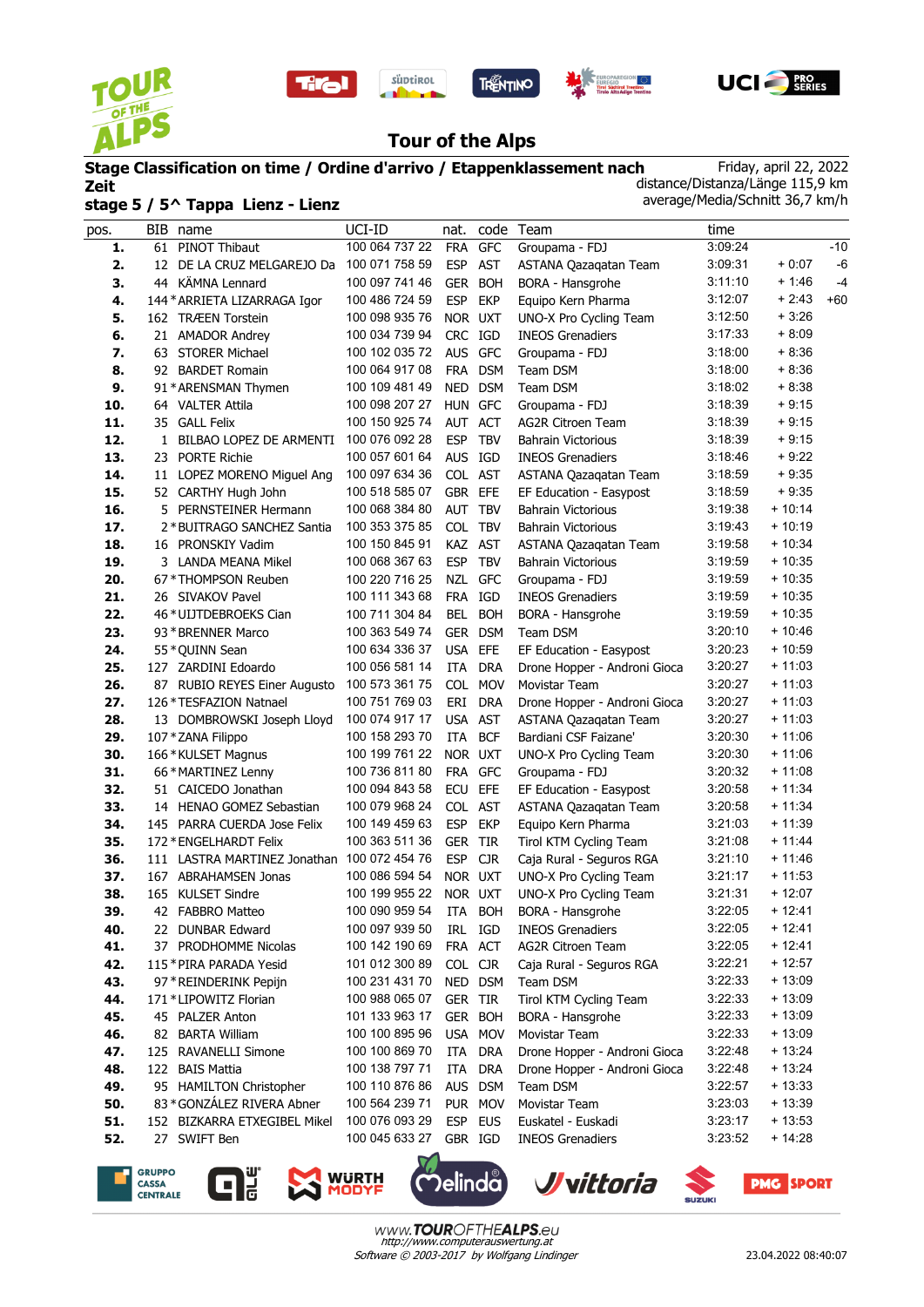# Tour of the Alps

**Stage Classification on time / Ordine d'arrivo / Etappenklassement nach Zeit**

**stage 5 / 5^ Tappa Lienz - Lienz**

Friday, april 22, 2022
distance/Distanza/Länge 115,9 km
average/Media/Schnitt 36,7 km/h

| pos. | BIB | name | UCI-ID | nat. | code | Team | time | | |
|---|---|---|---|---|---|---|---|---|---|
| **1.** | 61 | PINOT Thibaut | 100 064 737 22 | FRA | GFC | Groupama - FDJ | 3:09:24 | | -10 |
| **2.** | 12 | DE LA CRUZ MELGAREJO Da | 100 071 758 59 | ESP | AST | ASTANA Qazaqatan Team | 3:09:31 | + 0:07 | -6 |
| **3.** | 44 | KÄMNA Lennard | 100 097 741 46 | GER | BOH | BORA - Hansgrohe | 3:11:10 | + 1:46 | -4 |
| **4.** | 144 | * ARRIETA LIZARRAGA Igor | 100 486 724 59 | ESP | EKP | Equipo Kern Pharma | 3:12:07 | + 2:43 | +60 |
| **5.** | 162 | TRÆEN Torstein | 100 098 935 76 | NOR | UXT | UNO-X Pro Cycling Team | 3:12:50 | + 3:26 | |
| **6.** | 21 | AMADOR Andrey | 100 034 739 94 | CRC | IGD | INEOS Grenadiers | 3:17:33 | + 8:09 | |
| **7.** | 63 | STORER Michael | 100 102 035 72 | AUS | GFC | Groupama - FDJ | 3:18:00 | + 8:36 | |
| **8.** | 92 | BARDET Romain | 100 064 917 08 | FRA | DSM | Team DSM | 3:18:00 | + 8:36 | |
| **9.** | 91 | * ARENSMAN Thymen | 100 109 481 49 | NED | DSM | Team DSM | 3:18:02 | + 8:38 | |
| **10.** | 64 | VALTER Attila | 100 098 207 27 | HUN | GFC | Groupama - FDJ | 3:18:39 | + 9:15 | |
| **11.** | 35 | GALL Felix | 100 150 925 74 | AUT | ACT | AG2R Citroen Team | 3:18:39 | + 9:15 | |
| **12.** | 1 | BILBAO LOPEZ DE ARMENTI | 100 076 092 28 | ESP | TBV | Bahrain Victorious | 3:18:39 | + 9:15 | |
| **13.** | 23 | PORTE Richie | 100 057 601 64 | AUS | IGD | INEOS Grenadiers | 3:18:46 | + 9:22 | |
| **14.** | 11 | LOPEZ MORENO Miguel Ang | 100 097 634 36 | COL | AST | ASTANA Qazaqatan Team | 3:18:59 | + 9:35 | |
| **15.** | 52 | CARTHY Hugh John | 100 518 585 07 | GBR | EFE | EF Education - Easypost | 3:18:59 | + 9:35 | |
| **16.** | 5 | PERNSTEINER Hermann | 100 068 384 80 | AUT | TBV | Bahrain Victorious | 3:19:38 | + 10:14 | |
| **17.** | 2 | * BUITRAGO SANCHEZ Santia | 100 353 375 85 | COL | TBV | Bahrain Victorious | 3:19:43 | + 10:19 | |
| **18.** | 16 | PRONSKIY Vadim | 100 150 845 91 | KAZ | AST | ASTANA Qazaqatan Team | 3:19:58 | + 10:34 | |
| **19.** | 3 | LANDA MEANA Mikel | 100 068 367 63 | ESP | TBV | Bahrain Victorious | 3:19:59 | + 10:35 | |
| **20.** | 67 | * THOMPSON Reuben | 100 220 716 25 | NZL | GFC | Groupama - FDJ | 3:19:59 | + 10:35 | |
| **21.** | 26 | SIVAKOV Pavel | 100 111 343 68 | FRA | IGD | INEOS Grenadiers | 3:19:59 | + 10:35 | |
| **22.** | 46 | * UIJTDEBROEKS Cian | 100 711 304 84 | BEL | BOH | BORA - Hansgrohe | 3:19:59 | + 10:35 | |
| **23.** | 93 | * BRENNER Marco | 100 363 549 74 | GER | DSM | Team DSM | 3:20:10 | + 10:46 | |
| **24.** | 55 | * QUINN Sean | 100 634 336 37 | USA | EFE | EF Education - Easypost | 3:20:23 | + 10:59 | |
| **25.** | 127 | ZARDINI Edoardo | 100 056 581 14 | ITA | DRA | Drone Hopper - Androni Gioca | 3:20:27 | + 11:03 | |
| **26.** | 87 | RUBIO REYES Einer Augusto | 100 573 361 75 | COL | MOV | Movistar Team | 3:20:27 | + 11:03 | |
| **27.** | 126 | * TESFAZION Natnael | 100 751 769 03 | ERI | DRA | Drone Hopper - Androni Gioca | 3:20:27 | + 11:03 | |
| **28.** | 13 | DOMBROWSKI Joseph Lloyd | 100 074 917 17 | USA | AST | ASTANA Qazaqatan Team | 3:20:27 | + 11:03 | |
| **29.** | 107 | * ZANA Filippo | 100 158 293 70 | ITA | BCF | Bardiani CSF Faizane' | 3:20:30 | + 11:06 | |
| **30.** | 166 | * KULSET Magnus | 100 199 761 22 | NOR | UXT | UNO-X Pro Cycling Team | 3:20:30 | + 11:06 | |
| **31.** | 66 | * MARTINEZ Lenny | 100 736 811 80 | FRA | GFC | Groupama - FDJ | 3:20:32 | + 11:08 | |
| **32.** | 51 | CAICEDO Jonathan | 100 094 843 58 | ECU | EFE | EF Education - Easypost | 3:20:58 | + 11:34 | |
| **33.** | 14 | HENAO GOMEZ Sebastian | 100 079 968 24 | COL | AST | ASTANA Qazaqatan Team | 3:20:58 | + 11:34 | |
| **34.** | 145 | PARRA CUERDA Jose Felix | 100 149 459 63 | ESP | EKP | Equipo Kern Pharma | 3:21:03 | + 11:39 | |
| **35.** | 172 | * ENGELHARDT Felix | 100 363 511 36 | GER | TIR | Tirol KTM Cycling Team | 3:21:08 | + 11:44 | |
| **36.** | 111 | LASTRA MARTINEZ Jonathan | 100 072 454 76 | ESP | CJR | Caja Rural - Seguros RGA | 3:21:10 | + 11:46 | |
| **37.** | 167 | ABRAHAMSEN Jonas | 100 086 594 54 | NOR | UXT | UNO-X Pro Cycling Team | 3:21:17 | + 11:53 | |
| **38.** | 165 | KULSET Sindre | 100 199 955 22 | NOR | UXT | UNO-X Pro Cycling Team | 3:21:31 | + 12:07 | |
| **39.** | 42 | FABBRO Matteo | 100 090 959 54 | ITA | BOH | BORA - Hansgrohe | 3:22:05 | + 12:41 | |
| **40.** | 22 | DUNBAR Edward | 100 097 939 50 | IRL | IGD | INEOS Grenadiers | 3:22:05 | + 12:41 | |
| **41.** | 37 | PRODHOMME Nicolas | 100 142 190 69 | FRA | ACT | AG2R Citroen Team | 3:22:05 | + 12:41 | |
| **42.** | 115 | * PIRA PARADA Yesid | 101 012 300 89 | COL | CJR | Caja Rural - Seguros RGA | 3:22:21 | + 12:57 | |
| **43.** | 97 | * REINDERINK Pepijn | 100 203 431 70 | NED | DSM | Team DSM | 3:22:33 | + 13:09 | |
| **44.** | 171 | * LIPOWITZ Florian | 100 988 065 07 | GER | TIR | Tirol KTM Cycling Team | 3:22:33 | + 13:09 | |
| **45.** | 45 | PALZER Anton | 101 133 963 17 | GER | BOH | BORA - Hansgrohe | 3:22:33 | + 13:09 | |
| **46.** | 82 | BARTA William | 100 100 895 96 | USA | MOV | Movistar Team | 3:22:33 | + 13:09 | |
| **47.** | 125 | RAVANELLI Simone | 100 100 869 70 | ITA | DRA | Drone Hopper - Androni Gioca | 3:22:48 | + 13:24 | |
| **48.** | 122 | BAIS Mattia | 100 138 797 71 | ITA | DRA | Drone Hopper - Androni Gioca | 3:22:48 | + 13:24 | |
| **49.** | 95 | HAMILTON Christopher | 100 110 876 86 | AUS | DSM | Team DSM | 3:22:57 | + 13:33 | |
| **50.** | 83 | * GONZÁLEZ RIVERA Abner | 100 564 239 71 | PUR | MOV | Movistar Team | 3:23:03 | + 13:39 | |
| **51.** | 152 | BIZKARRA ETXEGIBEL Mikel | 100 076 093 29 | ESP | EUS | Euskatel - Euskadi | 3:23:17 | + 13:53 | |
| **52.** | 27 | SWIFT Ben | 100 045 633 27 | GBR | IGD | INEOS Grenadiers | 3:23:52 | + 14:28 | |

www.TOUROFTHEALPS.eu
http://www.computerauswertung.at
Software © 2003-2017 by Wolfgang Lindinger

23.04.2022 08:40:07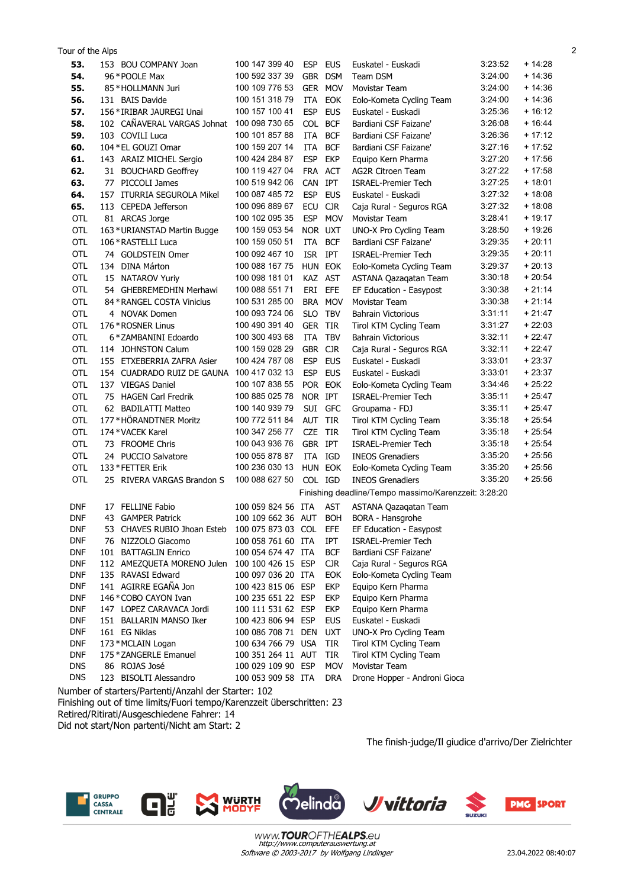| Pos | No | Name | UCI ID | Nat | Team code | Team | Time | Gap |
|---|---|---|---|---|---|---|---|---|
| **53.** | 153 | BOU COMPANY Joan | 100 147 399 40 | ESP | EUS | Euskatel - Euskadi | 3:23:52 | + 14:28 |
| **54.** | 96 | *POOLE Max | 100 592 337 39 | GBR | DSM | Team DSM | 3:24:00 | + 14:36 |
| **55.** | 85 | *HOLLMANN Juri | 100 109 776 53 | GER | MOV | Movistar Team | 3:24:00 | + 14:36 |
| **56.** | 131 | BAIS Davide | 100 151 318 79 | ITA | EOK | Eolo-Kometa Cycling Team | 3:24:00 | + 14:36 |
| **57.** | 156 | *IRIBAR JAUREGI Unai | 100 157 100 41 | ESP | EUS | Euskatel - Euskadi | 3:25:36 | + 16:12 |
| **58.** | 102 | CAÑAVERAL VARGAS Johnat | 100 098 730 65 | COL | BCF | Bardiani CSF Faizane' | 3:26:08 | + 16:44 |
| **59.** | 103 | COVILI Luca | 100 101 857 88 | ITA | BCF | Bardiani CSF Faizane' | 3:26:36 | + 17:12 |
| **60.** | 104 | *EL GOUZI Omar | 100 159 207 14 | ITA | BCF | Bardiani CSF Faizane' | 3:27:16 | + 17:52 |
| **61.** | 143 | ARAIZ MICHEL Sergio | 100 424 284 87 | ESP | EKP | Equipo Kern Pharma | 3:27:20 | + 17:56 |
| **62.** | 31 | BOUCHARD Geoffrey | 100 119 427 04 | FRA | ACT | AG2R Citroen Team | 3:27:22 | + 17:58 |
| **63.** | 77 | PICCOLI James | 100 519 942 06 | CAN | IPT | ISRAEL-Premier Tech | 3:27:25 | + 18:01 |
| **64.** | 157 | ITURRIA SEGUROLA Mikel | 100 087 485 72 | ESP | EUS | Euskatel - Euskadi | 3:27:32 | + 18:08 |
| **65.** | 113 | CEPEDA Jefferson | 100 096 889 67 | ECU | CJR | Caja Rural - Seguros RGA | 3:27:32 | + 18:08 |
| OTL | 81 | ARCAS Jorge | 100 102 095 35 | ESP | MOV | Movistar Team | 3:28:41 | + 19:17 |
| OTL | 163 | *URIANSTAD Martin Bugge | 100 159 053 54 | NOR | UXT | UNO-X Pro Cycling Team | 3:28:50 | + 19:26 |
| OTL | 106 | *RASTELLI Luca | 100 159 050 51 | ITA | BCF | Bardiani CSF Faizane' | 3:29:35 | + 20:11 |
| OTL | 74 | GOLDSTEIN Omer | 100 092 467 10 | ISR | IPT | ISRAEL-Premier Tech | 3:29:35 | + 20:11 |
| OTL | 134 | DINA Márton | 100 088 167 75 | HUN | EOK | Eolo-Kometa Cycling Team | 3:29:37 | + 20:13 |
| OTL | 15 | NATAROV Yuriy | 100 098 181 01 | KAZ | AST | ASTANA Qazaqatan Team | 3:30:18 | + 20:54 |
| OTL | 54 | GHEBREMEDHIN Merhawi | 100 088 551 71 | ERI | EFE | EF Education - Easypost | 3:30:38 | + 21:14 |
| OTL | 84 | *RANGEL COSTA Vinicius | 100 531 285 00 | BRA | MOV | Movistar Team | 3:30:38 | + 21:14 |
| OTL | 4 | NOVAK Domen | 100 093 724 06 | SLO | TBV | Bahrain Victorious | 3:31:11 | + 21:47 |
| OTL | 176 | *ROSNER Linus | 100 490 391 40 | GER | TIR | Tirol KTM Cycling Team | 3:31:27 | + 22:03 |
| OTL | 6 | *ZAMBANINI Edoardo | 100 300 493 68 | ITA | TBV | Bahrain Victorious | 3:32:11 | + 22:47 |
| OTL | 114 | JOHNSTON Calum | 100 159 028 29 | GBR | CJR | Caja Rural - Seguros RGA | 3:32:11 | + 22:47 |
| OTL | 155 | ETXEBERRIA ZAFRA Asier | 100 424 787 08 | ESP | EUS | Euskatel - Euskadi | 3:33:01 | + 23:37 |
| OTL | 154 | CUADRADO RUIZ DE GAUNA | 100 417 032 13 | ESP | EUS | Euskatel - Euskadi | 3:33:01 | + 23:37 |
| OTL | 137 | VIEGAS Daniel | 100 107 838 55 | POR | EOK | Eolo-Kometa Cycling Team | 3:34:46 | + 25:22 |
| OTL | 75 | HAGEN Carl Fredrik | 100 885 025 78 | NOR | IPT | ISRAEL-Premier Tech | 3:35:11 | + 25:47 |
| OTL | 62 | BADILATTI Matteo | 100 140 939 79 | SUI | GFC | Groupama - FDJ | 3:35:11 | + 25:47 |
| OTL | 177 | *HÖRANDTNER Moritz | 100 772 511 84 | AUT | TIR | Tirol KTM Cycling Team | 3:35:18 | + 25:54 |
| OTL | 174 | *VACEK Karel | 100 347 256 77 | CZE | TIR | Tirol KTM Cycling Team | 3:35:18 | + 25:54 |
| OTL | 73 | FROOME Chris | 100 043 936 76 | GBR | IPT | ISRAEL-Premier Tech | 3:35:18 | + 25:54 |
| OTL | 24 | PUCCIO Salvatore | 100 055 878 87 | ITA | IGD | INEOS Grenadiers | 3:35:20 | + 25:56 |
| OTL | 133 | *FETTER Erik | 100 236 030 13 | HUN | EOK | Eolo-Kometa Cycling Team | 3:35:20 | + 25:56 |
| OTL | 25 | RIVERA VARGAS Brandon S | 100 088 627 50 | COL | IGD | INEOS Grenadiers | 3:35:20 | + 25:56 |

Finishing deadline/Tempo massimo/Karenzeit: 3:28:20

| Status | No | Name | UCI ID | Nat | Team code | Team |
|---|---|---|---|---|---|---|
| DNF | 17 | FELLINE Fabio | 100 059 824 56 | ITA | AST | ASTANA Qazaqatan Team |
| DNF | 43 | GAMPER Patrick | 100 109 662 36 | AUT | BOH | BORA - Hansgrohe |
| DNF | 53 | CHAVES RUBIO Jhoan Esteb | 100 075 873 03 | COL | EFE | EF Education - Easypost |
| DNF | 76 | NIZZOLO Giacomo | 100 058 761 60 | ITA | IPT | ISRAEL-Premier Tech |
| DNF | 101 | BATTAGLIN Enrico | 100 054 674 47 | ITA | BCF | Bardiani CSF Faizane' |
| DNF | 112 | AMEZQUETA MORENO Julen | 100 100 426 15 | ESP | CJR | Caja Rural - Seguros RGA |
| DNF | 135 | RAVASI Edward | 100 097 036 20 | ITA | EOK | Eolo-Kometa Cycling Team |
| DNF | 141 | AGIRRE EGAÑA Jon | 100 423 815 06 | ESP | EKP | Equipo Kern Pharma |
| DNF | 146 | *COBO CAYON Ivan | 100 235 651 22 | ESP | EKP | Equipo Kern Pharma |
| DNF | 147 | LOPEZ CARAVACA Jordi | 100 111 531 62 | ESP | EKP | Equipo Kern Pharma |
| DNF | 151 | BALLARIN MANSO Iker | 100 423 806 94 | ESP | EUS | Euskatel - Euskadi |
| DNF | 161 | EG Niklas | 100 086 708 71 | DEN | UXT | UNO-X Pro Cycling Team |
| DNF | 173 | *MCLAIN Logan | 100 634 766 79 | USA | TIR | Tirol KTM Cycling Team |
| DNF | 175 | *ZANGERLE Emanuel | 100 351 264 11 | AUT | TIR | Tirol KTM Cycling Team |
| DNS | 86 | ROJAS José | 100 029 109 90 | ESP | MOV | Movistar Team |
| DNS | 123 | BISOLTI Alessandro | 100 053 909 58 | ITA | DRA | Drone Hopper - Androni Gioca |

Number of starters/Partenti/Anzahl der Starter: 102
Finishing out of time limits/Fuori tempo/Karenzzeit überschritten: 23
Retired/Ritirati/Ausgeschiedene Fahrer: 14
Did not start/Non partenti/Nicht am Start: 2

The finish-judge/Il giudice d'arrivo/Der Zielrichter

www.TOUROFTHEALPS.eu
http://www.computerauswertung.at
Software © 2003-2017 by Wolfgang Lindinger

23.04.2022 08:40:07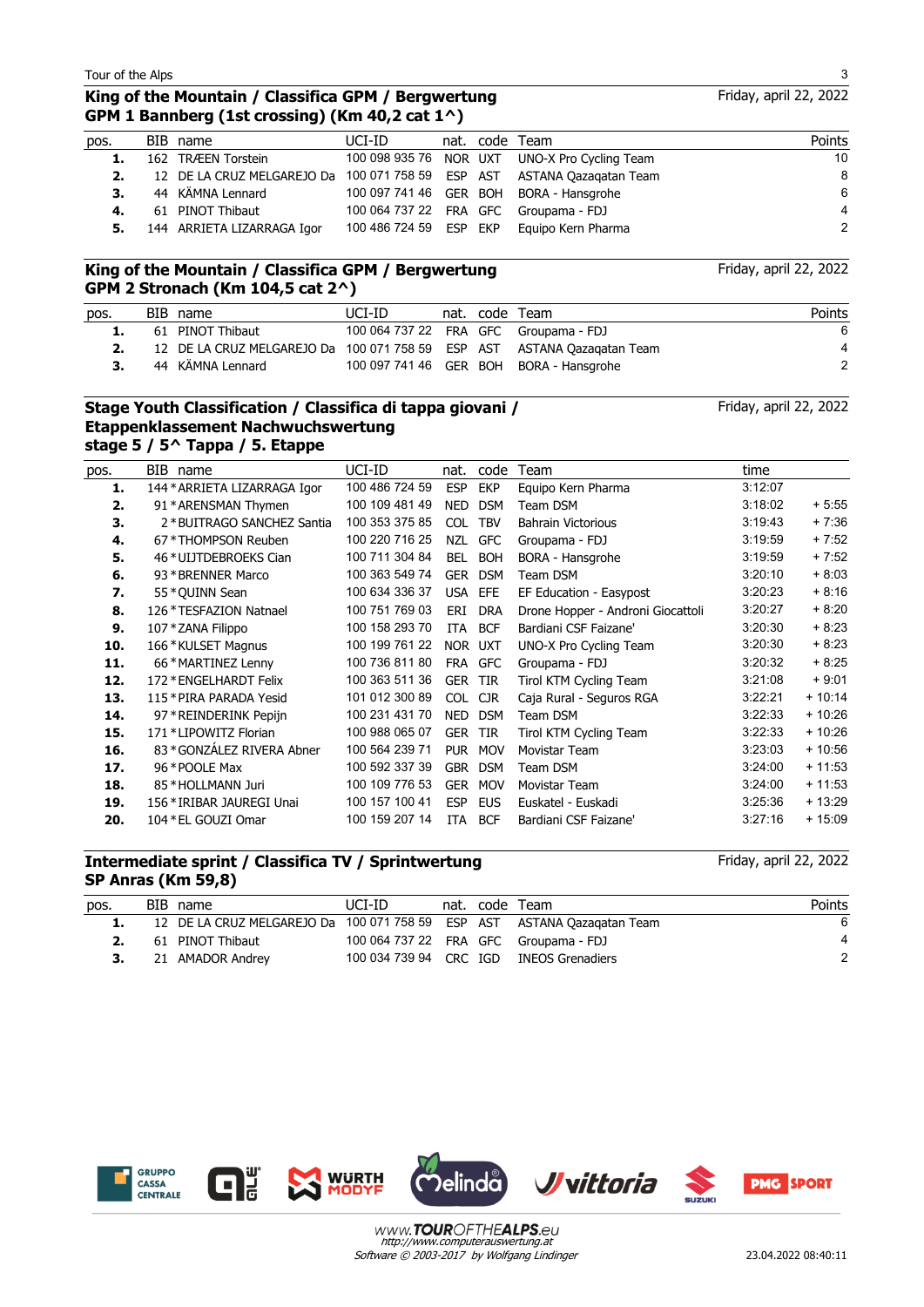## King of the Mountain / Classifica GPM / Bergwertung

**GPM 1 Bannberg (1st crossing) (Km 40,2 cat 1^)**

Friday, april 22, 2022

| pos. | BIB | name | UCI-ID | nat. | code | Team | Points |
|---|---|---|---|---|---|---|---|
| 1. | 162 | TRÆEN Torstein | 100 098 935 76 | NOR | UXT | UNO-X Pro Cycling Team | 10 |
| 2. | 12 | DE LA CRUZ MELGAREJO Da | 100 071 758 59 | ESP | AST | ASTANA Qazaqatan Team | 8 |
| 3. | 44 | KÄMNA Lennard | 100 097 741 46 | GER | BOH | BORA - Hansgrohe | 6 |
| 4. | 61 | PINOT Thibaut | 100 064 737 22 | FRA | GFC | Groupama - FDJ | 4 |
| 5. | 144 | ARRIETA LIZARRAGA Igor | 100 486 724 59 | ESP | EKP | Equipo Kern Pharma | 2 |

## King of the Mountain / Classifica GPM / Bergwertung

**GPM 2 Stronach (Km 104,5 cat 2^)**

Friday, april 22, 2022

| pos. | BIB | name | UCI-ID | nat. | code | Team | Points |
|---|---|---|---|---|---|---|---|
| 1. | 61 | PINOT Thibaut | 100 064 737 22 | FRA | GFC | Groupama - FDJ | 6 |
| 2. | 12 | DE LA CRUZ MELGAREJO Da | 100 071 758 59 | ESP | AST | ASTANA Qazaqatan Team | 4 |
| 3. | 44 | KÄMNA Lennard | 100 097 741 46 | GER | BOH | BORA - Hansgrohe | 2 |

## Stage Youth Classification / Classifica di tappa giovani / Etappenklassement Nachwuchswertung

**stage 5 / 5^ Tappa / 5. Etappe**

Friday, april 22, 2022

| pos. | BIB | name | UCI-ID | nat. | code | Team | time | |
|---|---|---|---|---|---|---|---|---|
| 1. | 144 | *ARRIETA LIZARRAGA Igor | 100 486 724 59 | ESP | EKP | Equipo Kern Pharma | 3:12:07 | |
| 2. | 91 | *ARENSMAN Thymen | 100 109 481 49 | NED | DSM | Team DSM | 3:18:02 | + 5:55 |
| 3. | 2 | *BUITRAGO SANCHEZ Santia | 100 353 375 85 | COL | TBV | Bahrain Victorious | 3:19:43 | + 7:36 |
| 4. | 67 | *THOMPSON Reuben | 100 220 716 25 | NZL | GFC | Groupama - FDJ | 3:19:59 | + 7:52 |
| 5. | 46 | *UIJTDEBROEKS Cian | 100 711 304 84 | BEL | BOH | BORA - Hansgrohe | 3:19:59 | + 7:52 |
| 6. | 93 | *BRENNER Marco | 100 363 549 74 | GER | DSM | Team DSM | 3:20:10 | + 8:03 |
| 7. | 55 | *QUINN Sean | 100 634 336 37 | USA | EFE | EF Education - Easypost | 3:20:23 | + 8:16 |
| 8. | 126 | *TESFAZION Natnael | 100 751 769 03 | ERI | DRA | Drone Hopper - Androni Giocattoli | 3:20:27 | + 8:20 |
| 9. | 107 | *ZANA Filippo | 100 158 293 70 | ITA | BCF | Bardiani CSF Faizane' | 3:20:30 | + 8:23 |
| 10. | 166 | *KULSET Magnus | 100 199 761 22 | NOR | UXT | UNO-X Pro Cycling Team | 3:20:30 | + 8:23 |
| 11. | 66 | *MARTINEZ Lenny | 100 736 811 80 | FRA | GFC | Groupama - FDJ | 3:20:32 | + 8:25 |
| 12. | 172 | *ENGELHARDT Felix | 100 363 511 36 | GER | TIR | Tirol KTM Cycling Team | 3:21:08 | + 9:01 |
| 13. | 115 | *PIRA PARADA Yesid | 101 012 300 89 | COL | CJR | Caja Rural - Seguros RGA | 3:22:21 | + 10:14 |
| 14. | 97 | *REINDERINK Pepijn | 100 231 431 70 | NED | DSM | Team DSM | 3:22:33 | + 10:26 |
| 15. | 171 | *LIPOWITZ Florian | 100 988 065 07 | GER | TIR | Tirol KTM Cycling Team | 3:22:33 | + 10:26 |
| 16. | 83 | *GONZÁLEZ RIVERA Abner | 100 564 239 71 | PUR | MOV | Movistar Team | 3:23:03 | + 10:56 |
| 17. | 96 | *POOLE Max | 100 592 337 39 | GBR | DSM | Team DSM | 3:24:00 | + 11:53 |
| 18. | 85 | *HOLLMANN Juri | 100 109 776 53 | GER | MOV | Movistar Team | 3:24:00 | + 11:53 |
| 19. | 156 | *IRIBAR JAUREGI Unai | 100 157 100 41 | ESP | EUS | Euskatel - Euskadi | 3:25:36 | + 13:29 |
| 20. | 104 | *EL GOUZI Omar | 100 159 207 14 | ITA | BCF | Bardiani CSF Faizane' | 3:27:16 | + 15:09 |

## Intermediate sprint / Classifica TV / Sprintwertung

**SP Anras (Km 59,8)**

Friday, april 22, 2022

| pos. | BIB | name | UCI-ID | nat. | code | Team | Points |
|---|---|---|---|---|---|---|---|
| 1. | 12 | DE LA CRUZ MELGAREJO Da | 100 071 758 59 | ESP | AST | ASTANA Qazaqatan Team | 6 |
| 2. | 61 | PINOT Thibaut | 100 064 737 22 | FRA | GFC | Groupama - FDJ | 4 |
| 3. | 21 | AMADOR Andrey | 100 034 739 94 | CRC | IGD | INEOS Grenadiers | 2 |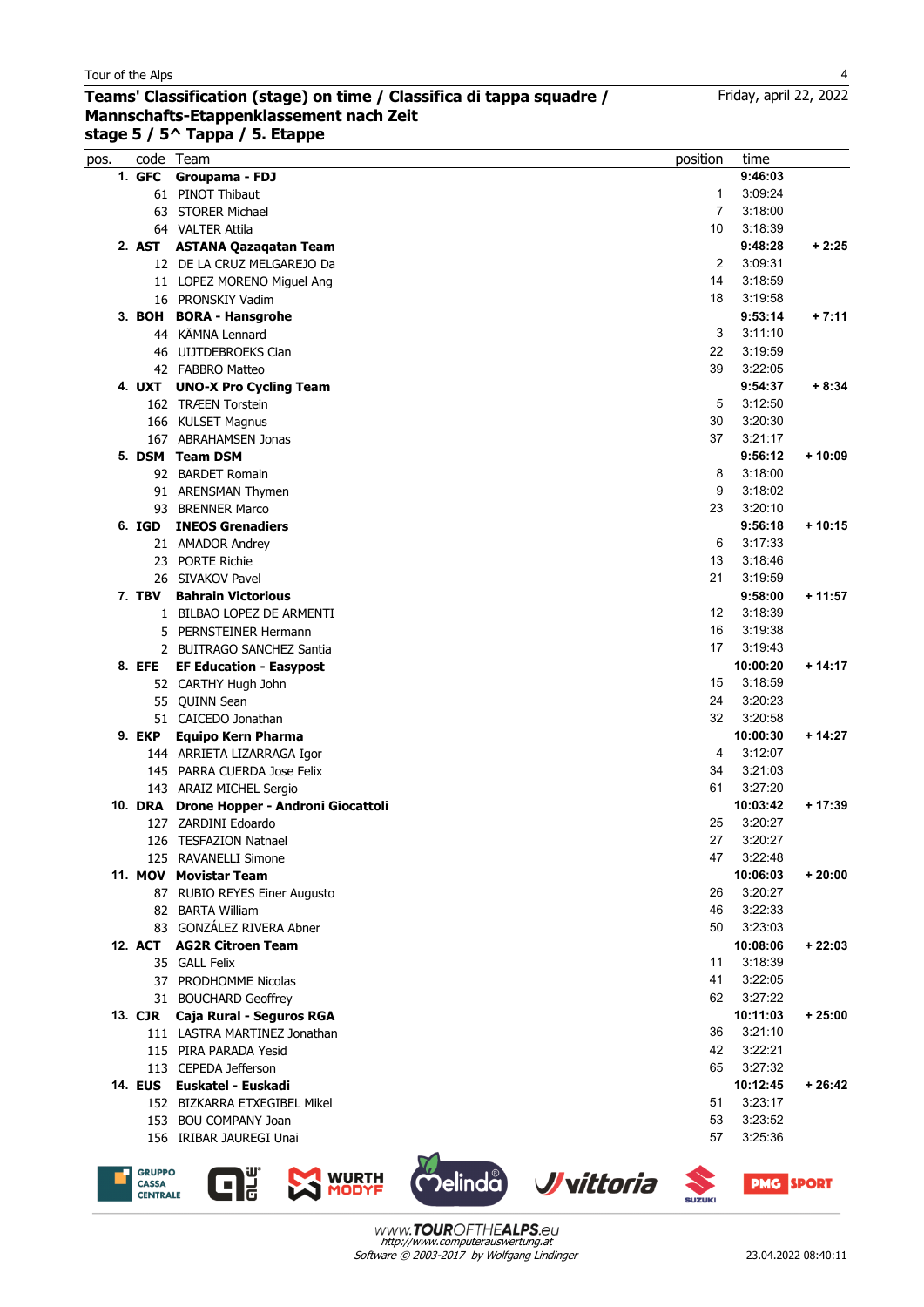Tour of the Alps

## Teams' Classification (stage) on time / Classifica di tappa squadre / Mannschafts-Etappenklassement nach Zeit

**stage 5 / 5^ Tappa / 5. Etappe**

Friday, april 22, 2022

| pos. | code | Team | position | time | |
|---|---|---|---|---|---|
| **1.** | **GFC** | **Groupama - FDJ** | | **9:46:03** | |
| | 61 | PINOT Thibaut | 1 | 3:09:24 | |
| | 63 | STORER Michael | 7 | 3:18:00 | |
| | 64 | VALTER Attila | 10 | 3:18:39 | |
| **2.** | **AST** | **ASTANA Qazaqatan Team** | | **9:48:28** | **+ 2:25** |
| | 12 | DE LA CRUZ MELGAREJO Da | 2 | 3:09:31 | |
| | 11 | LOPEZ MORENO Miguel Ang | 14 | 3:18:59 | |
| | 16 | PRONSKIY Vadim | 18 | 3:19:58 | |
| **3.** | **BOH** | **BORA - Hansgrohe** | | **9:53:14** | **+ 7:11** |
| | 44 | KÄMNA Lennard | 3 | 3:11:10 | |
| | 46 | UIJTDEBROEKS Cian | 22 | 3:19:59 | |
| | 42 | FABBRO Matteo | 39 | 3:22:05 | |
| **4.** | **UXT** | **UNO-X Pro Cycling Team** | | **9:54:37** | **+ 8:34** |
| | 162 | TRÆEN Torstein | 5 | 3:12:50 | |
| | 166 | KULSET Magnus | 30 | 3:20:30 | |
| | 167 | ABRAHAMSEN Jonas | 37 | 3:21:17 | |
| **5.** | **DSM** | **Team DSM** | | **9:56:12** | **+ 10:09** |
| | 92 | BARDET Romain | 8 | 3:18:00 | |
| | 91 | ARENSMAN Thymen | 9 | 3:18:02 | |
| | 93 | BRENNER Marco | 23 | 3:20:10 | |
| **6.** | **IGD** | **INEOS Grenadiers** | | **9:56:18** | **+ 10:15** |
| | 21 | AMADOR Andrey | 6 | 3:17:33 | |
| | 23 | PORTE Richie | 13 | 3:18:46 | |
| | 26 | SIVAKOV Pavel | 21 | 3:19:59 | |
| **7.** | **TBV** | **Bahrain Victorious** | | **9:58:00** | **+ 11:57** |
| | 1 | BILBAO LOPEZ DE ARMENTI | 12 | 3:18:39 | |
| | 5 | PERNSTEINER Hermann | 16 | 3:19:38 | |
| | 2 | BUITRAGO SANCHEZ Santia | 17 | 3:19:43 | |
| **8.** | **EFE** | **EF Education - Easypost** | | **10:00:20** | **+ 14:17** |
| | 52 | CARTHY Hugh John | 15 | 3:18:59 | |
| | 55 | QUINN Sean | 24 | 3:20:23 | |
| | 51 | CAICEDO Jonathan | 32 | 3:20:58 | |
| **9.** | **EKP** | **Equipo Kern Pharma** | | **10:00:30** | **+ 14:27** |
| | 144 | ARRIETA LIZARRAGA Igor | 4 | 3:12:07 | |
| | 145 | PARRA CUERDA Jose Felix | 34 | 3:21:03 | |
| | 143 | ARAIZ MICHEL Sergio | 61 | 3:27:20 | |
| **10.** | **DRA** | **Drone Hopper - Androni Giocattoli** | | **10:03:42** | **+ 17:39** |
| | 127 | ZARDINI Edoardo | 25 | 3:20:27 | |
| | 126 | TESFAZION Natnael | 27 | 3:20:27 | |
| | 125 | RAVANELLI Simone | 47 | 3:22:48 | |
| **11.** | **MOV** | **Movistar Team** | | **10:06:03** | **+ 20:00** |
| | 87 | RUBIO REYES Einer Augusto | 26 | 3:20:27 | |
| | 82 | BARTA William | 46 | 3:22:33 | |
| | 83 | GONZÁLEZ RIVERA Abner | 50 | 3:23:03 | |
| **12.** | **ACT** | **AG2R Citroen Team** | | **10:08:06** | **+ 22:03** |
| | 35 | GALL Felix | 11 | 3:18:39 | |
| | 37 | PRODHOMME Nicolas | 41 | 3:22:05 | |
| | 31 | BOUCHARD Geoffrey | 62 | 3:27:22 | |
| **13.** | **CJR** | **Caja Rural - Seguros RGA** | | **10:11:03** | **+ 25:00** |
| | 111 | LASTRA MARTINEZ Jonathan | 36 | 3:21:10 | |
| | 115 | PIRA PARADA Yesid | 42 | 3:22:21 | |
| | 113 | CEPEDA Jefferson | 65 | 3:27:32 | |
| **14.** | **EUS** | **Euskatel - Euskadi** | | **10:12:45** | **+ 26:42** |
| | 152 | BIZKARRA ETXEGIBEL Mikel | 51 | 3:23:17 | |
| | 153 | BOU COMPANY Joan | 53 | 3:23:52 | |
| | 156 | IRIBAR JAUREGI Unai | 57 | 3:25:36 | |

www.TOUROFTHEALPS.eu
http://www.computerauswertung.at
Software © 2003-2017 by Wolfgang Lindinger

23.04.2022 08:40:11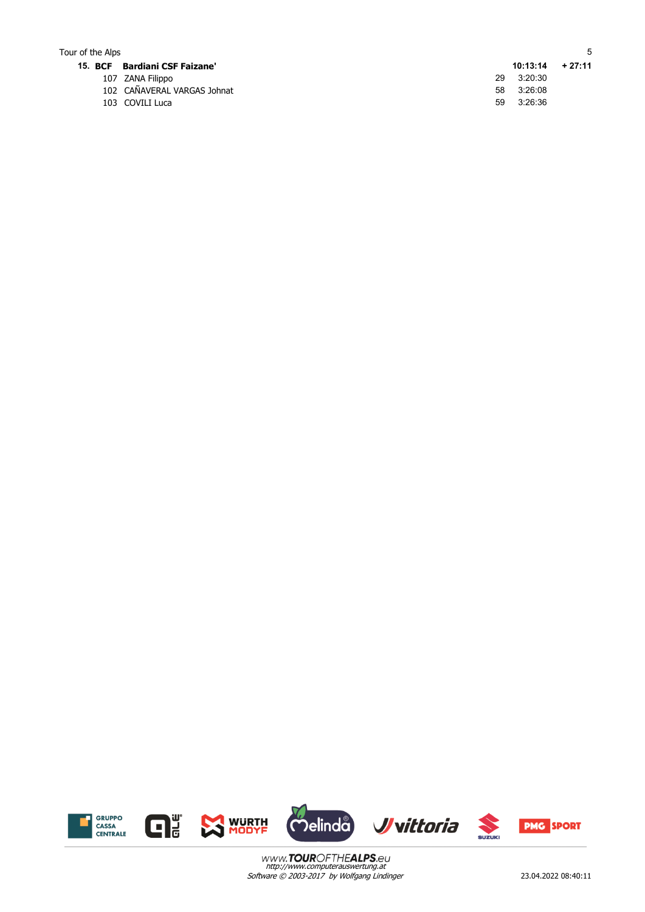| Rank | Team/Bib | Name | Pos | Time | Gap |
|---|---|---|---|---|---|
| **15.** | **BCF** | **Bardiani CSF Faizane'** | | **10:13:14** | **+ 27:11** |
| | 107 | ZANA Filippo | 29 | 3:20:30 | |
| | 102 | CAÑAVERAL VARGAS Johnat | 58 | 3:26:08 | |
| | 103 | COVILI Luca | 59 | 3:26:36 | |

www.TOUROFTHEALPS.eu
http://www.computerauswertung.at
Software © 2003-2017 by Wolfgang Lindinger

23.04.2022 08:40:11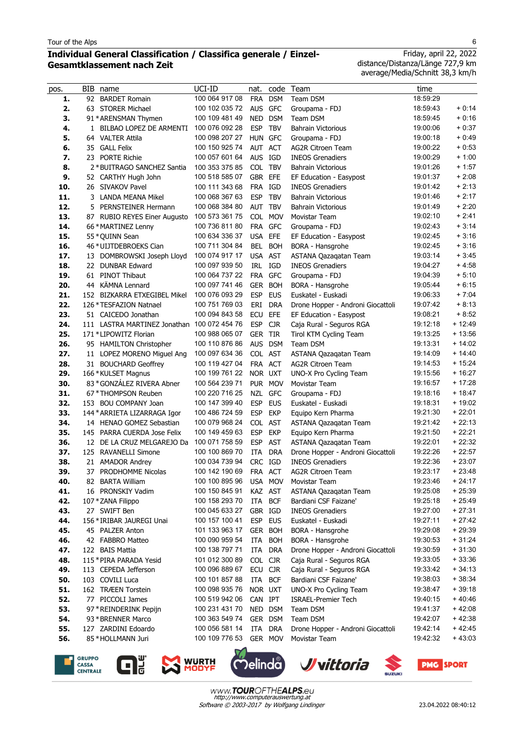Tour of the Alps

**Individual General Classification / Classifica generale / Einzel-Gesamtklassement nach Zeit**

Friday, april 22, 2022
distance/Distanza/Länge 727,9 km
average/Media/Schnitt 38,3 km/h

| pos. | BIB | name | UCI-ID | nat. | code | Team | time | |
|---|---|---|---|---|---|---|---|---|
| **1.** | 92 | BARDET Romain | 100 064 917 08 | FRA | DSM | Team DSM | 18:59:29 | |
| **2.** | 63 | STORER Michael | 100 102 035 72 | AUS | GFC | Groupama - FDJ | 18:59:43 | + 0:14 |
| **3.** | 91 | *ARENSMAN Thymen | 100 109 481 49 | NED | DSM | Team DSM | 18:59:45 | + 0:16 |
| **4.** | 1 | BILBAO LOPEZ DE ARMENTI | 100 076 092 28 | ESP | TBV | Bahrain Victorious | 19:00:06 | + 0:37 |
| **5.** | 64 | VALTER Attila | 100 098 207 27 | HUN | GFC | Groupama - FDJ | 19:00:18 | + 0:49 |
| **6.** | 35 | GALL Felix | 100 150 925 74 | AUT | ACT | AG2R Citroen Team | 19:00:22 | + 0:53 |
| **7.** | 23 | PORTE Richie | 100 057 601 64 | AUS | IGD | INEOS Grenadiers | 19:00:29 | + 1:00 |
| **8.** | 2 | *BUITRAGO SANCHEZ Santia | 100 353 375 85 | COL | TBV | Bahrain Victorious | 19:01:26 | + 1:57 |
| **9.** | 52 | CARTHY Hugh John | 100 518 585 07 | GBR | EFE | EF Education - Easypost | 19:01:37 | + 2:08 |
| **10.** | 26 | SIVAKOV Pavel | 100 111 343 68 | FRA | IGD | INEOS Grenadiers | 19:01:42 | + 2:13 |
| **11.** | 3 | LANDA MEANA Mikel | 100 068 367 63 | ESP | TBV | Bahrain Victorious | 19:01:46 | + 2:17 |
| **12.** | 5 | PERNSTEINER Hermann | 100 068 384 80 | AUT | TBV | Bahrain Victorious | 19:01:49 | + 2:20 |
| **13.** | 87 | RUBIO REYES Einer Augusto | 100 573 361 75 | COL | MOV | Movistar Team | 19:02:10 | + 2:41 |
| **14.** | 66 | *MARTINEZ Lenny | 100 736 811 80 | FRA | GFC | Groupama - FDJ | 19:02:43 | + 3:14 |
| **15.** | 55 | *QUINN Sean | 100 634 336 37 | USA | EFE | EF Education - Easypost | 19:02:45 | + 3:16 |
| **16.** | 46 | *UIJTDEBROEKS Cian | 100 711 304 84 | BEL | BOH | BORA - Hansgrohe | 19:02:45 | + 3:16 |
| **17.** | 13 | DOMBROWSKI Joseph Lloyd | 100 074 917 17 | USA | AST | ASTANA Qazaqatan Team | 19:03:14 | + 3:45 |
| **18.** | 22 | DUNBAR Edward | 100 097 939 50 | IRL | IGD | INEOS Grenadiers | 19:04:27 | + 4:58 |
| **19.** | 61 | PINOT Thibaut | 100 064 737 22 | FRA | GFC | Groupama - FDJ | 19:04:39 | + 5:10 |
| **20.** | 44 | KÄMNA Lennard | 100 097 741 46 | GER | BOH | BORA - Hansgrohe | 19:05:44 | + 6:15 |
| **21.** | 152 | BIZKARRA ETXEGIBEL Mikel | 100 076 093 29 | ESP | EUS | Euskatel - Euskadi | 19:06:33 | + 7:04 |
| **22.** | 126 | *TESFAZION Natnael | 100 751 769 03 | ERI | DRA | Drone Hopper - Androni Giocattoli | 19:07:42 | + 8:13 |
| **23.** | 51 | CAICEDO Jonathan | 100 094 843 58 | ECU | EFE | EF Education - Easypost | 19:08:21 | + 8:52 |
| **24.** | 111 | LASTRA MARTINEZ Jonathan | 100 072 454 76 | ESP | CJR | Caja Rural - Seguros RGA | 19:12:18 | + 12:49 |
| **25.** | 171 | *LIPOWITZ Florian | 100 988 065 07 | GER | TIR | Tirol KTM Cycling Team | 19:13:25 | + 13:56 |
| **26.** | 95 | HAMILTON Christopher | 100 110 876 86 | AUS | DSM | Team DSM | 19:13:31 | + 14:02 |
| **27.** | 11 | LOPEZ MORENO Miguel Ang | 100 097 634 36 | COL | AST | ASTANA Qazaqatan Team | 19:14:09 | + 14:40 |
| **28.** | 31 | BOUCHARD Geoffrey | 100 119 427 04 | FRA | ACT | AG2R Citroen Team | 19:14:53 | + 15:24 |
| **29.** | 166 | *KULSET Magnus | 100 199 761 22 | NOR | UXT | UNO-X Pro Cycling Team | 19:15:56 | + 16:27 |
| **30.** | 83 | *GONZÁLEZ RIVERA Abner | 100 564 239 71 | PUR | MOV | Movistar Team | 19:16:57 | + 17:28 |
| **31.** | 67 | *THOMPSON Reuben | 100 220 716 25 | NZL | GFC | Groupama - FDJ | 19:18:16 | + 18:47 |
| **32.** | 153 | BOU COMPANY Joan | 100 147 399 40 | ESP | EUS | Euskatel - Euskadi | 19:18:31 | + 19:02 |
| **33.** | 144 | *ARRIETA LIZARRAGA Igor | 100 486 724 59 | ESP | EKP | Equipo Kern Pharma | 19:21:30 | + 22:01 |
| **34.** | 14 | HENAO GOMEZ Sebastian | 100 079 968 24 | COL | AST | ASTANA Qazaqatan Team | 19:21:42 | + 22:13 |
| **35.** | 145 | PARRA CUERDA Jose Felix | 100 149 459 63 | ESP | EKP | Equipo Kern Pharma | 19:21:50 | + 22:21 |
| **36.** | 12 | DE LA CRUZ MELGAREJO Da | 100 071 758 59 | ESP | AST | ASTANA Qazaqatan Team | 19:22:01 | + 22:32 |
| **37.** | 125 | RAVANELLI Simone | 100 100 869 70 | ITA | DRA | Drone Hopper - Androni Giocattoli | 19:22:26 | + 22:57 |
| **38.** | 21 | AMADOR Andrey | 100 034 739 94 | CRC | IGD | INEOS Grenadiers | 19:22:36 | + 23:07 |
| **39.** | 37 | PRODHOMME Nicolas | 100 142 190 69 | FRA | ACT | AG2R Citroen Team | 19:23:17 | + 23:48 |
| **40.** | 82 | BARTA William | 100 100 895 96 | USA | MOV | Movistar Team | 19:23:46 | + 24:17 |
| **41.** | 16 | PRONSKIY Vadim | 100 150 845 91 | KAZ | AST | ASTANA Qazaqatan Team | 19:25:08 | + 25:39 |
| **42.** | 107 | *ZANA Filippo | 100 158 293 70 | ITA | BCF | Bardiani CSF Faizane' | 19:25:18 | + 25:49 |
| **43.** | 27 | SWIFT Ben | 100 045 633 27 | GBR | IGD | INEOS Grenadiers | 19:27:00 | + 27:31 |
| **44.** | 156 | *IRIBAR JAUREGI Unai | 100 157 100 41 | ESP | EUS | Euskatel - Euskadi | 19:27:11 | + 27:42 |
| **45.** | 45 | PALZER Anton | 101 133 963 17 | GER | BOH | BORA - Hansgrohe | 19:29:08 | + 29:39 |
| **46.** | 42 | FABBRO Matteo | 100 090 959 54 | ITA | BOH | BORA - Hansgrohe | 19:30:53 | + 31:24 |
| **47.** | 122 | BAIS Mattia | 100 138 797 71 | ITA | DRA | Drone Hopper - Androni Giocattoli | 19:30:59 | + 31:30 |
| **48.** | 115 | *PIRA PARADA Yesid | 101 012 300 89 | COL | CJR | Caja Rural - Seguros RGA | 19:33:05 | + 33:36 |
| **49.** | 113 | CEPEDA Jefferson | 100 096 889 67 | ECU | CJR | Caja Rural - Seguros RGA | 19:33:42 | + 34:13 |
| **50.** | 103 | COVILI Luca | 100 101 857 88 | ITA | BCF | Bardiani CSF Faizane' | 19:38:03 | + 38:34 |
| **51.** | 162 | TRÆEN Torstein | 100 098 935 76 | NOR | UXT | UNO-X Pro Cycling Team | 19:38:47 | + 39:18 |
| **52.** | 77 | PICCOLI James | 100 519 942 06 | CAN | IPT | ISRAEL-Premier Tech | 19:40:15 | + 40:46 |
| **53.** | 97 | *REINDERINK Pepijn | 100 231 431 70 | NED | DSM | Team DSM | 19:41:37 | + 42:08 |
| **54.** | 93 | *BRENNER Marco | 100 363 549 74 | GER | DSM | Team DSM | 19:42:07 | + 42:38 |
| **55.** | 127 | ZARDINI Edoardo | 100 056 581 14 | ITA | DRA | Drone Hopper - Androni Giocattoli | 19:42:14 | + 42:45 |
| **56.** | 85 | *HOLLMANN Juri | 100 109 776 53 | GER | MOV | Movistar Team | 19:42:32 | + 43:03 |

www.TOUROFTHEALPS.eu
http://www.computerauswertung.at
Software © 2003-2017 by Wolfgang Lindinger

23.04.2022 08:40:12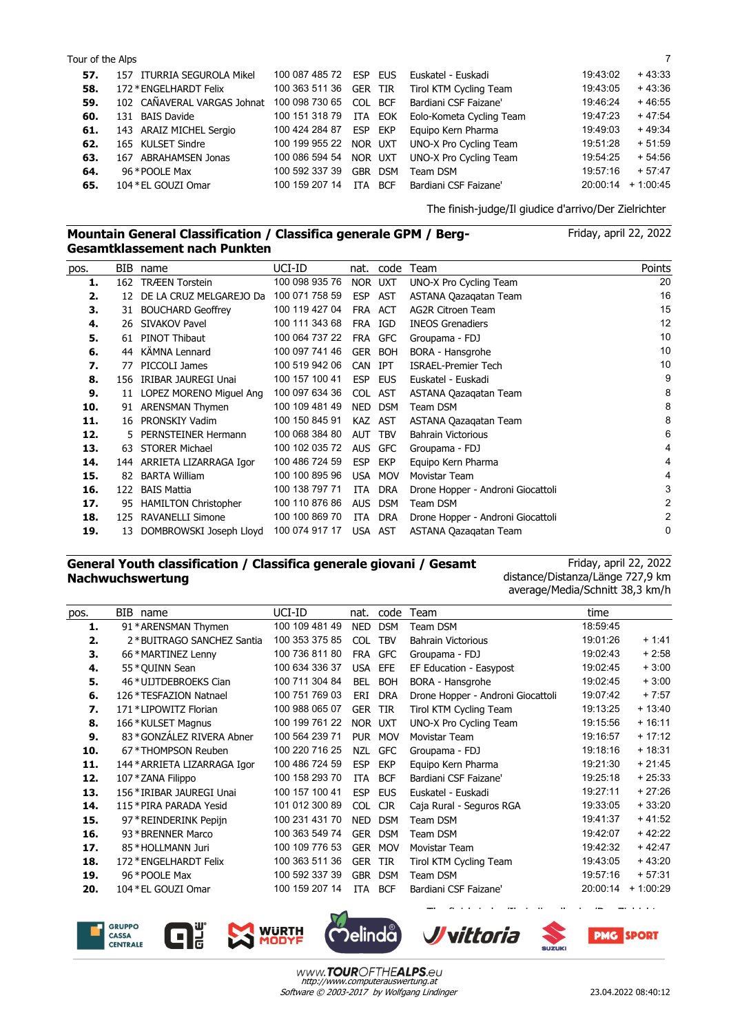| pos. | BIB | name | UCI-ID | nat. | code | Team | time | |
|---|---|---|---|---|---|---|---|---|
| **57.** | 157 | ITURRIA SEGUROLA Mikel | 100 087 485 72 | ESP | EUS | Euskatel - Euskadi | 19:43:02 | + 43:33 |
| **58.** | 172 | *ENGELHARDT Felix | 100 363 511 36 | GER | TIR | Tirol KTM Cycling Team | 19:43:05 | + 43:36 |
| **59.** | 102 | CAÑAVERAL VARGAS Johnat | 100 098 730 65 | COL | BCF | Bardiani CSF Faizane' | 19:46:24 | + 46:55 |
| **60.** | 131 | BAIS Davide | 100 151 318 79 | ITA | EOK | Eolo-Kometa Cycling Team | 19:47:23 | + 47:54 |
| **61.** | 143 | ARAIZ MICHEL Sergio | 100 424 284 87 | ESP | EKP | Equipo Kern Pharma | 19:49:03 | + 49:34 |
| **62.** | 165 | KULSET Sindre | 100 199 955 22 | NOR | UXT | UNO-X Pro Cycling Team | 19:51:28 | + 51:59 |
| **63.** | 167 | ABRAHAMSEN Jonas | 100 086 594 54 | NOR | UXT | UNO-X Pro Cycling Team | 19:54:25 | + 54:56 |
| **64.** | 96 | *POOLE Max | 100 592 337 39 | GBR | DSM | Team DSM | 19:57:16 | + 57:47 |
| **65.** | 104 | *EL GOUZI Omar | 100 159 207 14 | ITA | BCF | Bardiani CSF Faizane' | 20:00:14 | + 1:00:45 |

The finish-judge/Il giudice d'arrivo/Der Zielrichter

## Mountain General Classification / Classifica generale GPM / Berg-Gesamtklassement nach Punkten

Friday, april 22, 2022

| pos. | BIB | name | UCI-ID | nat. | code | Team | Points |
|---|---|---|---|---|---|---|---|
| **1.** | 162 | TRÆEN Torstein | 100 098 935 76 | NOR | UXT | UNO-X Pro Cycling Team | 20 |
| **2.** | 12 | DE LA CRUZ MELGAREJO Da | 100 071 758 59 | ESP | AST | ASTANA Qazaqatan Team | 16 |
| **3.** | 31 | BOUCHARD Geoffrey | 100 119 427 04 | FRA | ACT | AG2R Citroen Team | 15 |
| **4.** | 26 | SIVAKOV Pavel | 100 111 343 68 | FRA | IGD | INEOS Grenadiers | 12 |
| **5.** | 61 | PINOT Thibaut | 100 064 737 22 | FRA | GFC | Groupama - FDJ | 10 |
| **6.** | 44 | KÄMNA Lennard | 100 097 741 46 | GER | BOH | BORA - Hansgrohe | 10 |
| **7.** | 77 | PICCOLI James | 100 519 942 06 | CAN | IPT | ISRAEL-Premier Tech | 10 |
| **8.** | 156 | IRIBAR JAUREGI Unai | 100 157 100 41 | ESP | EUS | Euskatel - Euskadi | 9 |
| **9.** | 11 | LOPEZ MORENO Miguel Ang | 100 097 634 36 | COL | AST | ASTANA Qazaqatan Team | 8 |
| **10.** | 91 | ARENSMAN Thymen | 100 109 481 49 | NED | DSM | Team DSM | 8 |
| **11.** | 16 | PRONSKIY Vadim | 100 150 845 91 | KAZ | AST | ASTANA Qazaqatan Team | 8 |
| **12.** | 5 | PERNSTEINER Hermann | 100 068 384 80 | AUT | TBV | Bahrain Victorious | 6 |
| **13.** | 63 | STORER Michael | 100 102 035 72 | AUS | GFC | Groupama - FDJ | 4 |
| **14.** | 144 | ARRIETA LIZARRAGA Igor | 100 486 724 59 | ESP | EKP | Equipo Kern Pharma | 4 |
| **15.** | 82 | BARTA William | 100 100 895 96 | USA | MOV | Movistar Team | 4 |
| **16.** | 122 | BAIS Mattia | 100 138 797 71 | ITA | DRA | Drone Hopper - Androni Giocattoli | 3 |
| **17.** | 95 | HAMILTON Christopher | 100 110 876 86 | AUS | DSM | Team DSM | 2 |
| **18.** | 125 | RAVANELLI Simone | 100 100 869 70 | ITA | DRA | Drone Hopper - Androni Giocattoli | 2 |
| **19.** | 13 | DOMBROWSKI Joseph Lloyd | 100 074 917 17 | USA | AST | ASTANA Qazaqatan Team | 0 |

## General Youth classification / Classifica generale giovani / Gesamt Nachwuchswertung

Friday, april 22, 2022
distance/Distanza/Länge 727,9 km
average/Media/Schnitt 38,3 km/h

| pos. | BIB | name | UCI-ID | nat. | code | Team | time | |
|---|---|---|---|---|---|---|---|---|
| **1.** | 91 | *ARENSMAN Thymen | 100 109 481 49 | NED | DSM | Team DSM | 18:59:45 | |
| **2.** | 2 | *BUITRAGO SANCHEZ Santia | 100 353 375 85 | COL | TBV | Bahrain Victorious | 19:01:26 | + 1:41 |
| **3.** | 66 | *MARTINEZ Lenny | 100 736 811 80 | FRA | GFC | Groupama - FDJ | 19:02:43 | + 2:58 |
| **4.** | 55 | *QUINN Sean | 100 634 336 37 | USA | EFE | EF Education - Easypost | 19:02:45 | + 3:00 |
| **5.** | 46 | *UIJTDEBROEKS Cian | 100 711 304 84 | BEL | BOH | BORA - Hansgrohe | 19:02:45 | + 3:00 |
| **6.** | 126 | *TESFAZION Natnael | 100 751 769 03 | ERI | DRA | Drone Hopper - Androni Giocattoli | 19:07:42 | + 7:57 |
| **7.** | 171 | *LIPOWITZ Florian | 100 988 065 07 | GER | TIR | Tirol KTM Cycling Team | 19:13:25 | + 13:40 |
| **8.** | 166 | *KULSET Magnus | 100 199 761 22 | NOR | UXT | UNO-X Pro Cycling Team | 19:15:56 | + 16:11 |
| **9.** | 83 | *GONZÁLEZ RIVERA Abner | 100 564 239 71 | PUR | MOV | Movistar Team | 19:16:57 | + 17:12 |
| **10.** | 67 | *THOMPSON Reuben | 100 220 716 25 | NZL | GFC | Groupama - FDJ | 19:18:16 | + 18:31 |
| **11.** | 144 | *ARRIETA LIZARRAGA Igor | 100 486 724 59 | ESP | EKP | Equipo Kern Pharma | 19:21:30 | + 21:45 |
| **12.** | 107 | *ZANA Filippo | 100 158 293 70 | ITA | BCF | Bardiani CSF Faizane' | 19:25:18 | + 25:33 |
| **13.** | 156 | *IRIBAR JAUREGI Unai | 100 157 100 41 | ESP | EUS | Euskatel - Euskadi | 19:27:11 | + 27:26 |
| **14.** | 115 | *PIRA PARADA Yesid | 101 012 300 89 | COL | CJR | Caja Rural - Seguros RGA | 19:33:05 | + 33:20 |
| **15.** | 97 | *REINDERINK Pepijn | 100 231 431 70 | NED | DSM | Team DSM | 19:41:37 | + 41:52 |
| **16.** | 93 | *BRENNER Marco | 100 363 549 74 | GER | DSM | Team DSM | 19:42:07 | + 42:22 |
| **17.** | 85 | *HOLLMANN Juri | 100 109 776 53 | GER | MOV | Movistar Team | 19:42:32 | + 42:47 |
| **18.** | 172 | *ENGELHARDT Felix | 100 363 511 36 | GER | TIR | Tirol KTM Cycling Team | 19:43:05 | + 43:20 |
| **19.** | 96 | *POOLE Max | 100 592 337 39 | GBR | DSM | Team DSM | 19:57:16 | + 57:31 |
| **20.** | 104 | *EL GOUZI Omar | 100 159 207 14 | ITA | BCF | Bardiani CSF Faizane' | 20:00:14 | + 1:00:29 |

www.TOUROFTHEALPS.eu
http://www.computerauswertung.at
Software © 2003-2017 by Wolfgang Lindinger

23.04.2022 08:40:12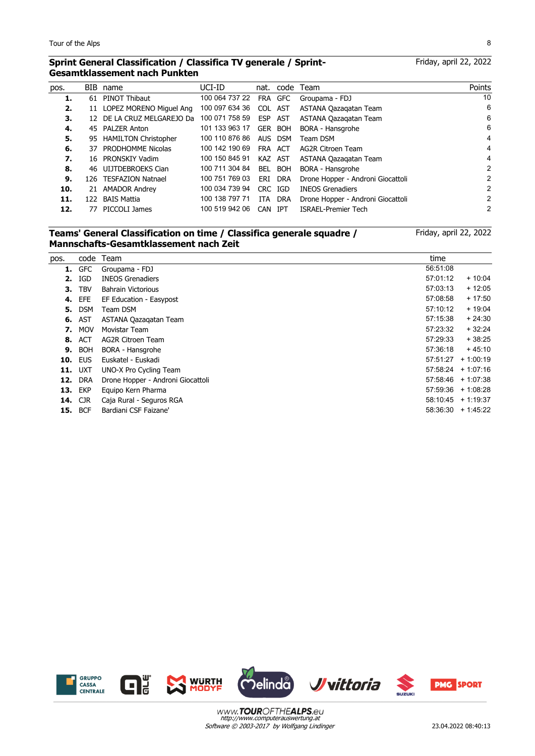## Sprint General Classification / Classifica TV generale / Sprint-Gesamtklassement nach Punkten

Friday, april 22, 2022

| pos. | BIB | name | UCI-ID | nat. | code | Team | Points |
|---|---|---|---|---|---|---|---|
| **1.** | 61 | PINOT Thibaut | 100 064 737 22 | FRA | GFC | Groupama - FDJ | 10 |
| **2.** | 11 | LOPEZ MORENO Miguel Ang | 100 097 634 36 | COL | AST | ASTANA Qazaqatan Team | 6 |
| **3.** | 12 | DE LA CRUZ MELGAREJO Da | 100 071 758 59 | ESP | AST | ASTANA Qazaqatan Team | 6 |
| **4.** | 45 | PALZER Anton | 101 133 963 17 | GER | BOH | BORA - Hansgrohe | 6 |
| **5.** | 95 | HAMILTON Christopher | 100 110 876 86 | AUS | DSM | Team DSM | 4 |
| **6.** | 37 | PRODHOMME Nicolas | 100 142 190 69 | FRA | ACT | AG2R Citroen Team | 4 |
| **7.** | 16 | PRONSKIY Vadim | 100 150 845 91 | KAZ | AST | ASTANA Qazaqatan Team | 4 |
| **8.** | 46 | UIJTDEBROEKS Cian | 100 711 304 84 | BEL | BOH | BORA - Hansgrohe | 2 |
| **9.** | 126 | TESFAZION Natnael | 100 751 769 03 | ERI | DRA | Drone Hopper - Androni Giocattoli | 2 |
| **10.** | 21 | AMADOR Andrey | 100 034 739 94 | CRC | IGD | INEOS Grenadiers | 2 |
| **11.** | 122 | BAIS Mattia | 100 138 797 71 | ITA | DRA | Drone Hopper - Androni Giocattoli | 2 |
| **12.** | 77 | PICCOLI James | 100 519 942 06 | CAN | IPT | ISRAEL-Premier Tech | 2 |

## Teams' General Classification on time / Classifica generale squadre / Mannschafts-Gesamtklassement nach Zeit

Friday, april 22, 2022

| pos. | code | Team | time | |
|---|---|---|---|---|
| **1.** | GFC | Groupama - FDJ | 56:51:08 | |
| **2.** | IGD | INEOS Grenadiers | 57:01:12 | + 10:04 |
| **3.** | TBV | Bahrain Victorious | 57:03:13 | + 12:05 |
| **4.** | EFE | EF Education - Easypost | 57:08:58 | + 17:50 |
| **5.** | DSM | Team DSM | 57:10:12 | + 19:04 |
| **6.** | AST | ASTANA Qazaqatan Team | 57:15:38 | + 24:30 |
| **7.** | MOV | Movistar Team | 57:23:32 | + 32:24 |
| **8.** | ACT | AG2R Citroen Team | 57:29:33 | + 38:25 |
| **9.** | BOH | BORA - Hansgrohe | 57:36:18 | + 45:10 |
| **10.** | EUS | Euskatel - Euskadi | 57:51:27 | + 1:00:19 |
| **11.** | UXT | UNO-X Pro Cycling Team | 57:58:24 | + 1:07:16 |
| **12.** | DRA | Drone Hopper - Androni Giocattoli | 57:58:46 | + 1:07:38 |
| **13.** | EKP | Equipo Kern Pharma | 57:59:36 | + 1:08:28 |
| **14.** | CJR | Caja Rural - Seguros RGA | 58:10:45 | + 1:19:37 |
| **15.** | BCF | Bardiani CSF Faizane' | 58:36:30 | + 1:45:22 |

www.TOUROFTHEALPS.eu
*http://www.computerauswertung.at*
*Software © 2003-2017 by Wolfgang Lindinger*

23.04.2022 08:40:13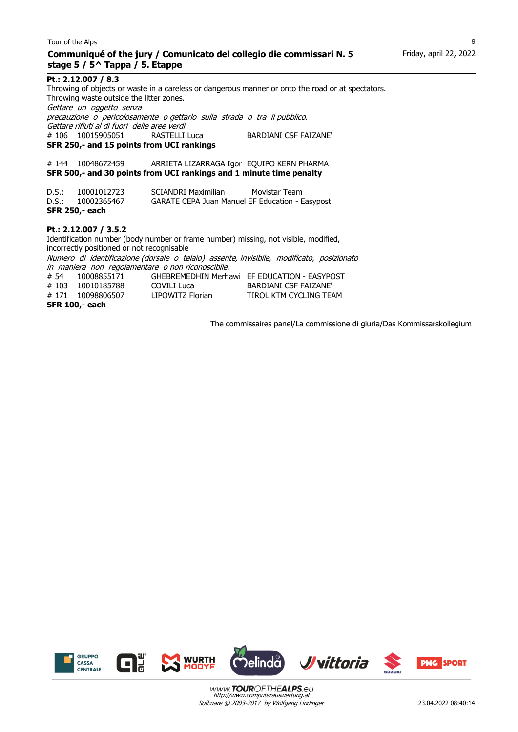**Communiqué of the jury / Comunicato del collegio die commissari N. 5**
**stage 5 / 5^ Tappa / 5. Etappe**

Friday, april 22, 2022

**Pt.: 2.12.007 / 8.3**

Throwing of objects or waste in a careless or dangerous manner or onto the road or at spectators.
Throwing waste outside the litter zones.
*Gettare un oggetto senza*
*precauzione o pericolosamente o gettarlo sulla strada o tra il pubblico.*
*Gettare rifiuti al di fuori delle aree verdi*

| | | | |
|---|---|---|---|
| # 106 | 10015905051 | RASTELLI Luca | BARDIANI CSF FAIZANE' |

**SFR 250,- and 15 points from UCI rankings**

| | | | |
|---|---|---|---|
| # 144 | 10048672459 | ARRIETA LIZARRAGA Igor | EQUIPO KERN PHARMA |

**SFR 500,- and 30 points from UCI rankings and 1 minute time penalty**

| | | | |
|---|---|---|---|
| D.S.: | 10001012723 | SCIANDRI Maximilian | Movistar Team |
| D.S.: | 10002365467 | GARATE CEPA Juan Manuel | EF Education - Easypost |

**SFR 250,- each**

**Pt.: 2.12.007 / 3.5.2**

Identification number (body number or frame number) missing, not visible, modified, incorrectly positioned or not recognisable
*Numero di identificazione (dorsale o telaio) assente, invisibile, modificato, posizionato in maniera non regolamentare o non riconoscibile.*

| | | | |
|---|---|---|---|
| # 54 | 10008855171 | GHEBREMEDHIN Merhawi | EF EDUCATION - EASYPOST |
| # 103 | 10010185788 | COVILI Luca | BARDIANI CSF FAIZANE' |
| # 171 | 10098806507 | LIPOWITZ Florian | TIROL KTM CYCLING TEAM |

**SFR 100,- each**

The commissaires panel/La commissione di giuria/Das Kommissarskollegium